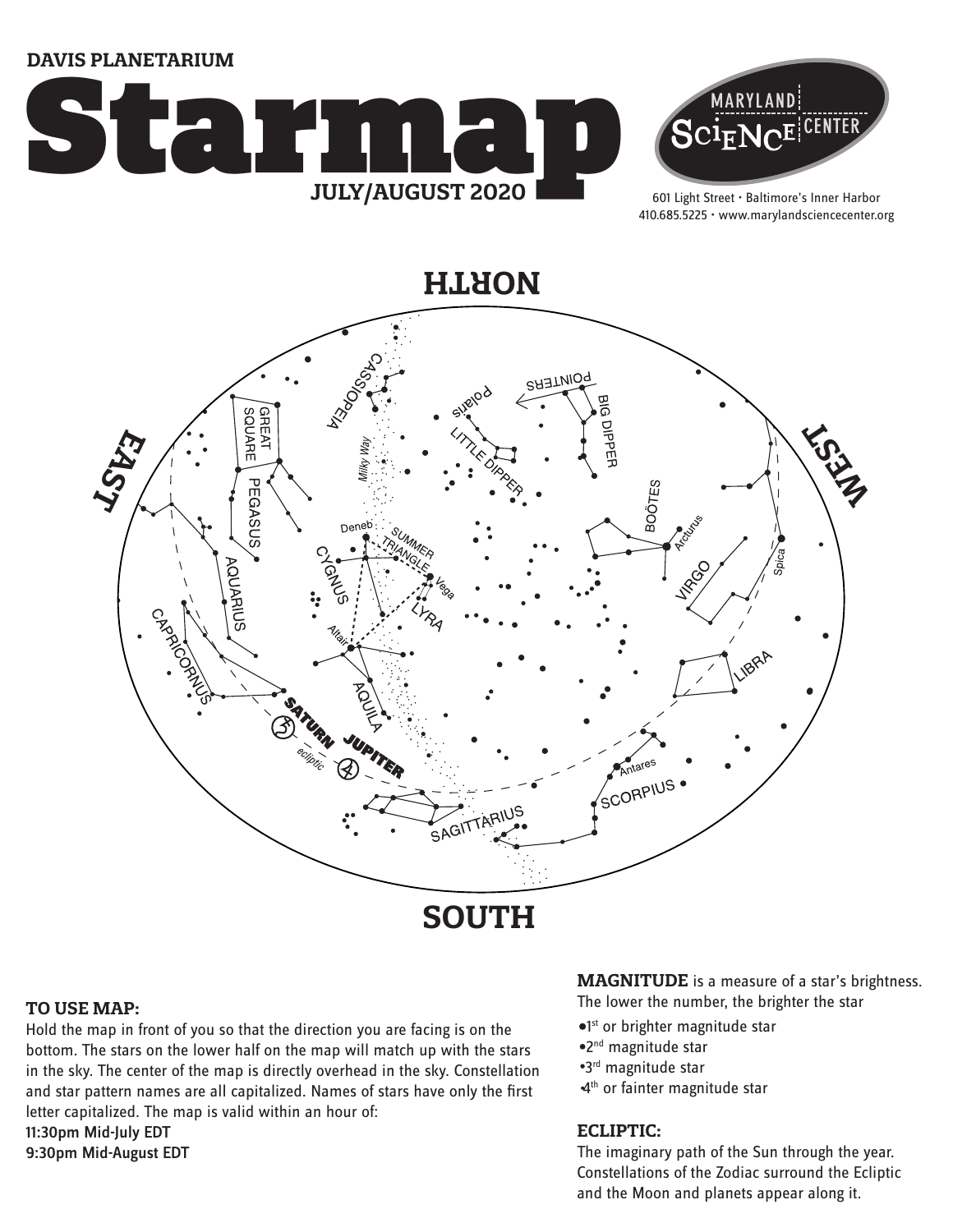DAVIS PLANETARIUM

# Starmap

JULY/AUGUST 2020

MARYLAND SCIENCE CENTER

601 Light Street • Baltimore's Inner Harbor
410.685.5225 • www.marylandsciencecenter.org

NORTH

EAST

WEST

SOUTH

CASSIOPEIA, POINTERS, Polaris, BIG DIPPER, LITTLE DIPPER, GREAT SQUARE, PEGASUS, Milky Way, BOÖTES, Arcturus, Deneb, SUMMER TRIANGLE, CYGNUS, Vega, LYRA, VIRGO, Spica, AQUARIUS, Altair, CAPRICORNUS, LIBRA, AQUILA, SATURN, JUPITER, ecliptic, Antares, SCORPIUS, SAGITTARIUS

### TO USE MAP:

Hold the map in front of you so that the direction you are facing is on the bottom. The stars on the lower half on the map will match up with the stars in the sky. The center of the map is directly overhead in the sky. Constellation and star pattern names are all capitalized. Names of stars have only the first letter capitalized. The map is valid within an hour of:

**11:30pm Mid-July EDT**
**9:30pm Mid-August EDT**

**MAGNITUDE** is a measure of a star's brightness. The lower the number, the brighter the star

- 1st or brighter magnitude star
- 2nd magnitude star
- 3rd magnitude star
- 4th or fainter magnitude star

### ECLIPTIC:

The imaginary path of the Sun through the year. Constellations of the Zodiac surround the Ecliptic and the Moon and planets appear along it.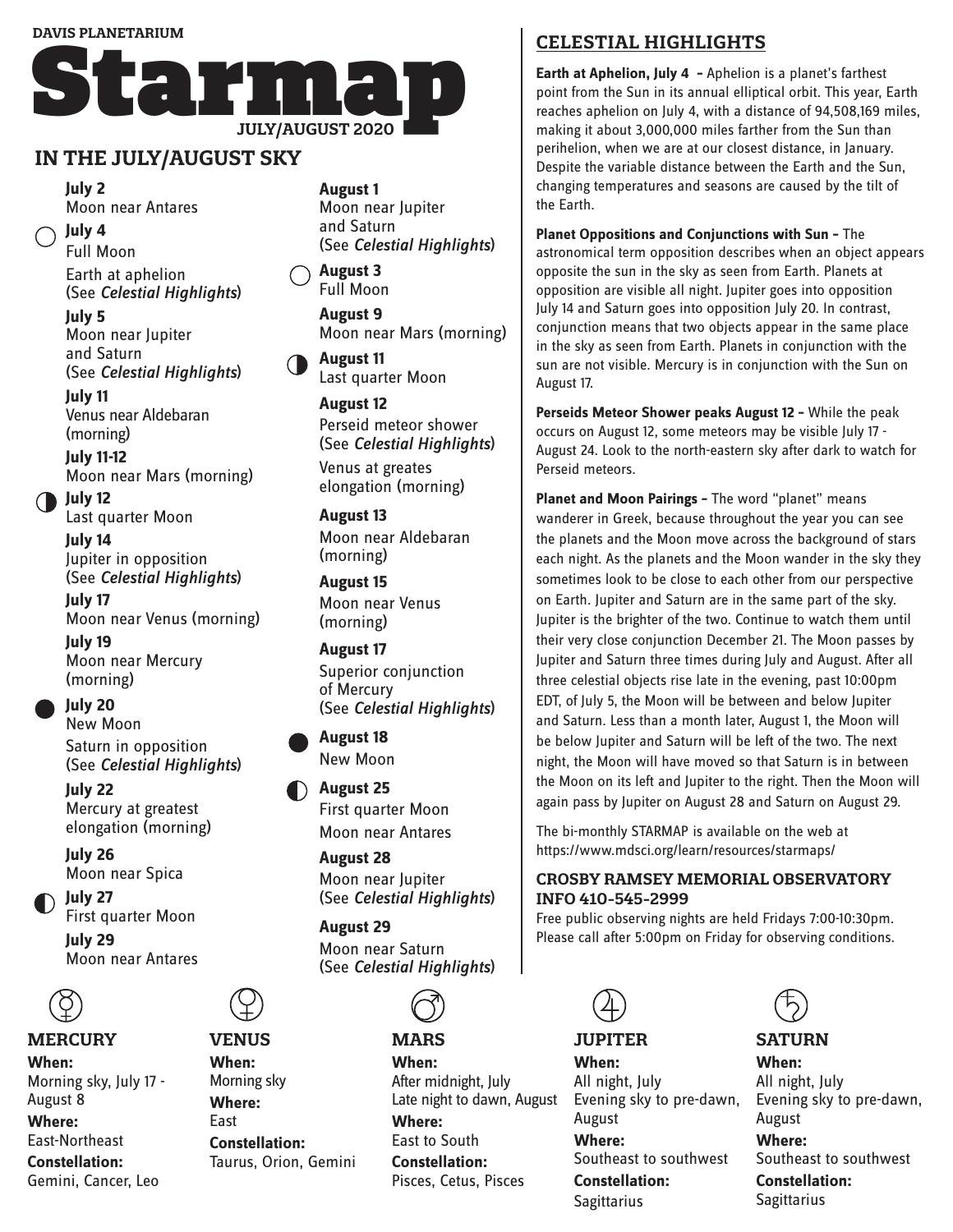DAVIS PLANETARIUM

# Starmap

JULY/AUGUST 2020

## IN THE JULY/AUGUST SKY

**July 2**
Moon near Antares

**July 4**
Full Moon
Earth at aphelion (See *Celestial Highlights*)

**July 5**
Moon near Jupiter and Saturn (See *Celestial Highlights*)

**July 11**
Venus near Aldebaran (morning)

**July 11-12**
Moon near Mars (morning)

**July 12**
Last quarter Moon

**July 14**
Jupiter in opposition (See *Celestial Highlights*)

**July 17**
Moon near Venus (morning)

**July 19**
Moon near Mercury (morning)

**July 20**
New Moon
Saturn in opposition (See *Celestial Highlights*)

**July 22**
Mercury at greatest elongation (morning)

**July 26**
Moon near Spica

**July 27**
First quarter Moon

**July 29**
Moon near Antares

**August 1**
Moon near Jupiter and Saturn (See *Celestial Highlights*)

**August 3**
Full Moon

**August 9**
Moon near Mars (morning)

**August 11**
Last quarter Moon

**August 12**
Perseid meteor shower (See *Celestial Highlights*)
Venus at greates elongation (morning)

**August 13**
Moon near Aldebaran (morning)

**August 15**
Moon near Venus (morning)

**August 17**
Superior conjunction of Mercury (See *Celestial Highlights*)

**August 18**
New Moon

**August 25**
First quarter Moon
Moon near Antares

**August 28**
Moon near Jupiter (See *Celestial Highlights*)

**August 29**
Moon near Saturn (See *Celestial Highlights*)

## CELESTIAL HIGHLIGHTS

**Earth at Aphelion, July 4 –** Aphelion is a planet's farthest point from the Sun in its annual elliptical orbit. This year, Earth reaches aphelion on July 4, with a distance of 94,508,169 miles, making it about 3,000,000 miles farther from the Sun than perihelion, when we are at our closest distance, in January. Despite the variable distance between the Earth and the Sun, changing temperatures and seasons are caused by the tilt of the Earth.

**Planet Oppositions and Conjunctions with Sun –** The astronomical term opposition describes when an object appears opposite the sun in the sky as seen from Earth. Planets at opposition are visible all night. Jupiter goes into opposition July 14 and Saturn goes into opposition July 20. In contrast, conjunction means that two objects appear in the same place in the sky as seen from Earth. Planets in conjunction with the sun are not visible. Mercury is in conjunction with the Sun on August 17.

**Perseids Meteor Shower peaks August 12 –** While the peak occurs on August 12, some meteors may be visible July 17 - August 24. Look to the north-eastern sky after dark to watch for Perseid meteors.

**Planet and Moon Pairings –** The word "planet" means wanderer in Greek, because throughout the year you can see the planets and the Moon move across the background of stars each night. As the planets and the Moon wander in the sky they sometimes look to be close to each other from our perspective on Earth. Jupiter and Saturn are in the same part of the sky. Jupiter is the brighter of the two. Continue to watch them until their very close conjunction December 21. The Moon passes by Jupiter and Saturn three times during July and August. After all three celestial objects rise late in the evening, past 10:00pm EDT, of July 5, the Moon will be between and below Jupiter and Saturn. Less than a month later, August 1, the Moon will be below Jupiter and Saturn will be left of the two. The next night, the Moon will have moved so that Saturn is in between the Moon on its left and Jupiter to the right. Then the Moon will again pass by Jupiter on August 28 and Saturn on August 29.

The bi-monthly STARMAP is available on the web at https://www.mdsci.org/learn/resources/starmaps/

### CROSBY RAMSEY MEMORIAL OBSERVATORY INFO 410-545-2999

Free public observing nights are held Fridays 7:00-10:30pm. Please call after 5:00pm on Friday for observing conditions.

### MERCURY

**When:**
Morning sky, July 17 - August 8

**Where:**
East-Northeast

**Constellation:**
Gemini, Cancer, Leo

### VENUS

**When:**
Morning sky

**Where:**
East

**Constellation:**
Taurus, Orion, Gemini

### MARS

**When:**
After midnight, July
Late night to dawn, August

**Where:**
East to South

**Constellation:**
Pisces, Cetus, Pisces

### JUPITER

**When:**
All night, July
Evening sky to pre-dawn, August

**Where:**
Southeast to southwest

**Constellation:**
Sagittarius

### SATURN

**When:**
All night, July
Evening sky to pre-dawn, August

**Where:**
Southeast to southwest

**Constellation:**
Sagittarius